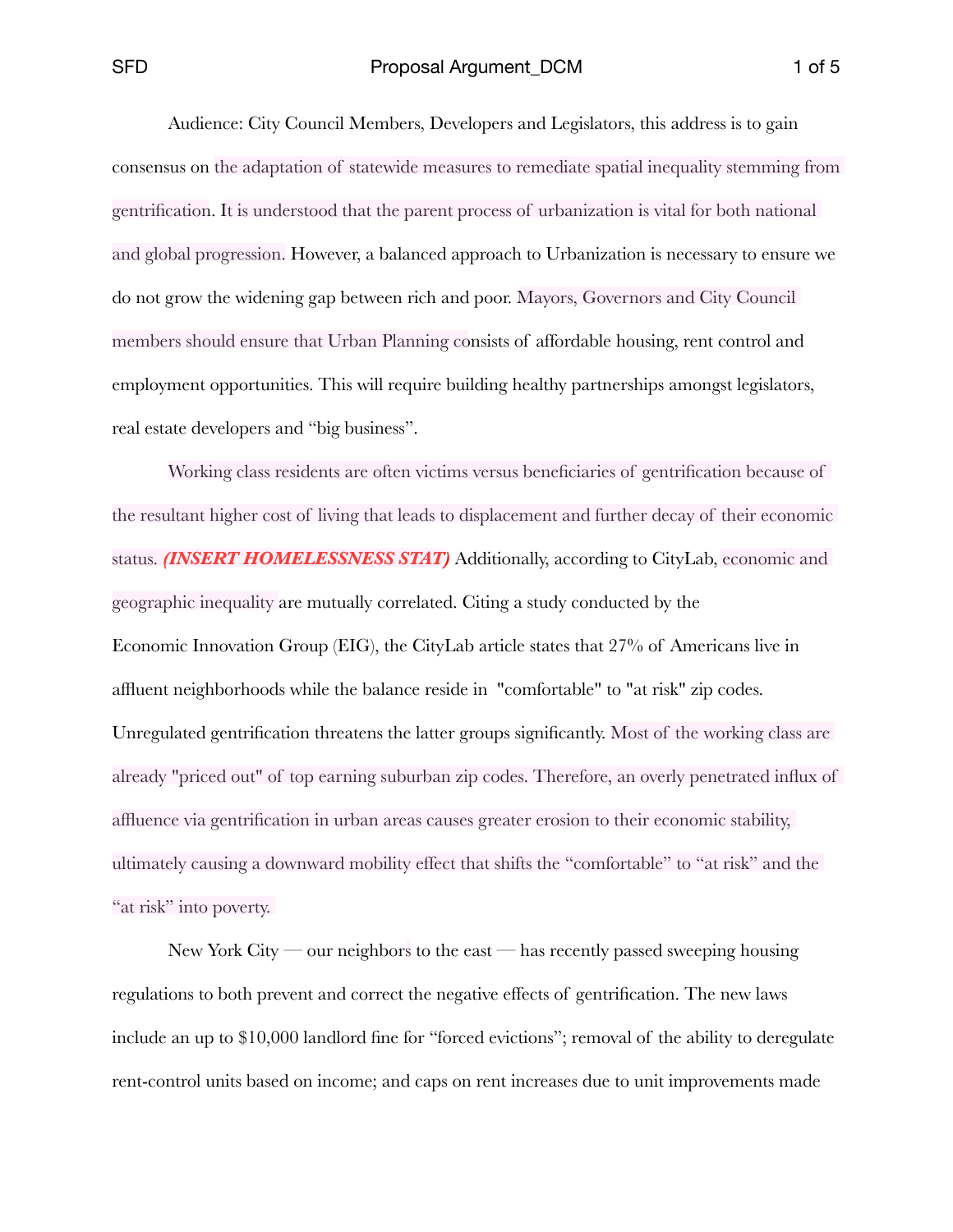Audience: City Council Members, Developers and Legislators, this address is to gain consensus on the adaptation of statewide measures to remediate spatial inequality stemming from gentrification. It is understood that the parent process of urbanization is vital for both national and global progression. However, a balanced approach to Urbanization is necessary to ensure we do not grow the widening gap between rich and poor. Mayors, Governors and City Council members should ensure that Urban Planning consists of affordable housing, rent control and employment opportunities. This will require building healthy partnerships amongst legislators, real estate developers and "big business".

Working class residents are often victims versus beneficiaries of gentrification because of the resultant higher cost of living that leads to displacement and further decay of their economic status. ***(INSERT HOMELESSNESS STAT)*** Additionally, according to CityLab, economic and geographic inequality are mutually correlated. Citing a study conducted by the Economic Innovation Group (EIG), the CityLab article states that 27% of Americans live in affluent neighborhoods while the balance reside in "comfortable" to "at risk" zip codes. Unregulated gentrification threatens the latter groups significantly. Most of the working class are already "priced out" of top earning suburban zip codes. Therefore, an overly penetrated influx of affluence via gentrification in urban areas causes greater erosion to their economic stability, ultimately causing a downward mobility effect that shifts the "comfortable" to "at risk" and the "at risk" into poverty.

New York City — our neighbors to the east — has recently passed sweeping housing regulations to both prevent and correct the negative effects of gentrification. The new laws include an up to $10,000 landlord fine for "forced evictions"; removal of the ability to deregulate rent-control units based on income; and caps on rent increases due to unit improvements made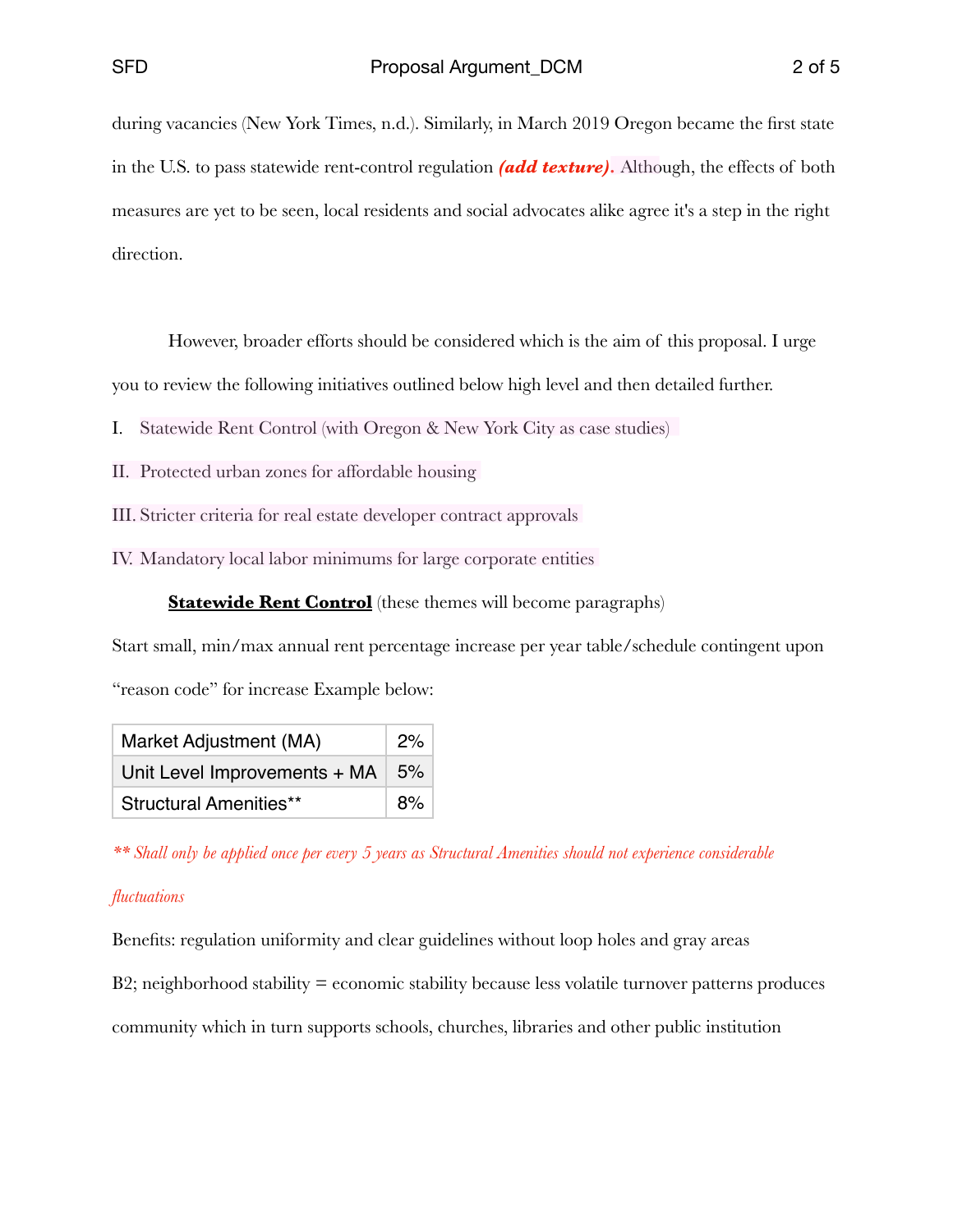during vacancies (New York Times, n.d.). Similarly, in March 2019 Oregon became the first state in the U.S. to pass statewide rent-control regulation ***(add texture).*** Although, the effects of both measures are yet to be seen, local residents and social advocates alike agree it's a step in the right direction.

However, broader efforts should be considered which is the aim of this proposal. I urge you to review the following initiatives outlined below high level and then detailed further.

I. Statewide Rent Control (with Oregon & New York City as case studies)

II. Protected urban zones for affordable housing

III. Stricter criteria for real estate developer contract approvals

IV. Mandatory local labor minimums for large corporate entities

**Statewide Rent Control** (these themes will become paragraphs)

Start small, min/max annual rent percentage increase per year table/schedule contingent upon "reason code" for increase Example below:

| | |
|---|---|
| Market Adjustment (MA) | 2% |
| Unit Level Improvements + MA | 5% |
| Structural Amenities** | 8% |

*** Shall only be applied once per every 5 years as Structural Amenities should not experience considerable fluctuations*

Benefits: regulation uniformity and clear guidelines without loop holes and gray areas

B2; neighborhood stability = economic stability because less volatile turnover patterns produces community which in turn supports schools, churches, libraries and other public institution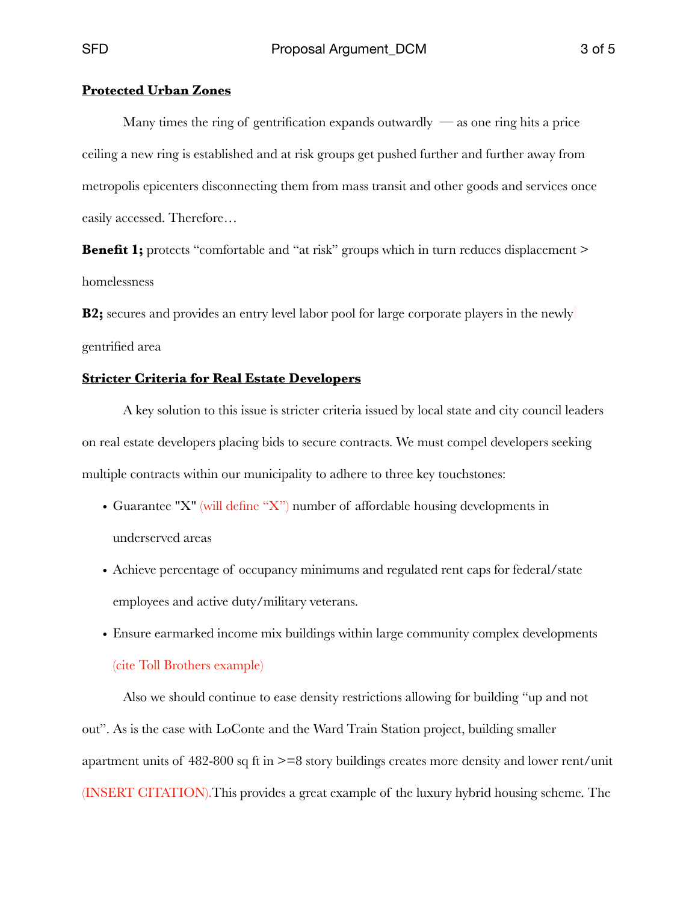**Protected Urban Zones**

Many times the ring of gentrification expands outwardly — as one ring hits a price ceiling a new ring is established and at risk groups get pushed further and further away from metropolis epicenters disconnecting them from mass transit and other goods and services once easily accessed. Therefore…

**Benefit 1;** protects "comfortable and "at risk" groups which in turn reduces displacement > homelessness

**B2;** secures and provides an entry level labor pool for large corporate players in the newly gentrified area

**Stricter Criteria for Real Estate Developers**

A key solution to this issue is stricter criteria issued by local state and city council leaders on real estate developers placing bids to secure contracts. We must compel developers seeking multiple contracts within our municipality to adhere to three key touchstones:

- Guarantee "X" (will define "X") number of affordable housing developments in underserved areas
- Achieve percentage of occupancy minimums and regulated rent caps for federal/state employees and active duty/military veterans.
- Ensure earmarked income mix buildings within large community complex developments (cite Toll Brothers example)

Also we should continue to ease density restrictions allowing for building "up and not out". As is the case with LoConte and the Ward Train Station project, building smaller apartment units of 482-800 sq ft in >=8 story buildings creates more density and lower rent/unit (INSERT CITATION).This provides a great example of the luxury hybrid housing scheme. The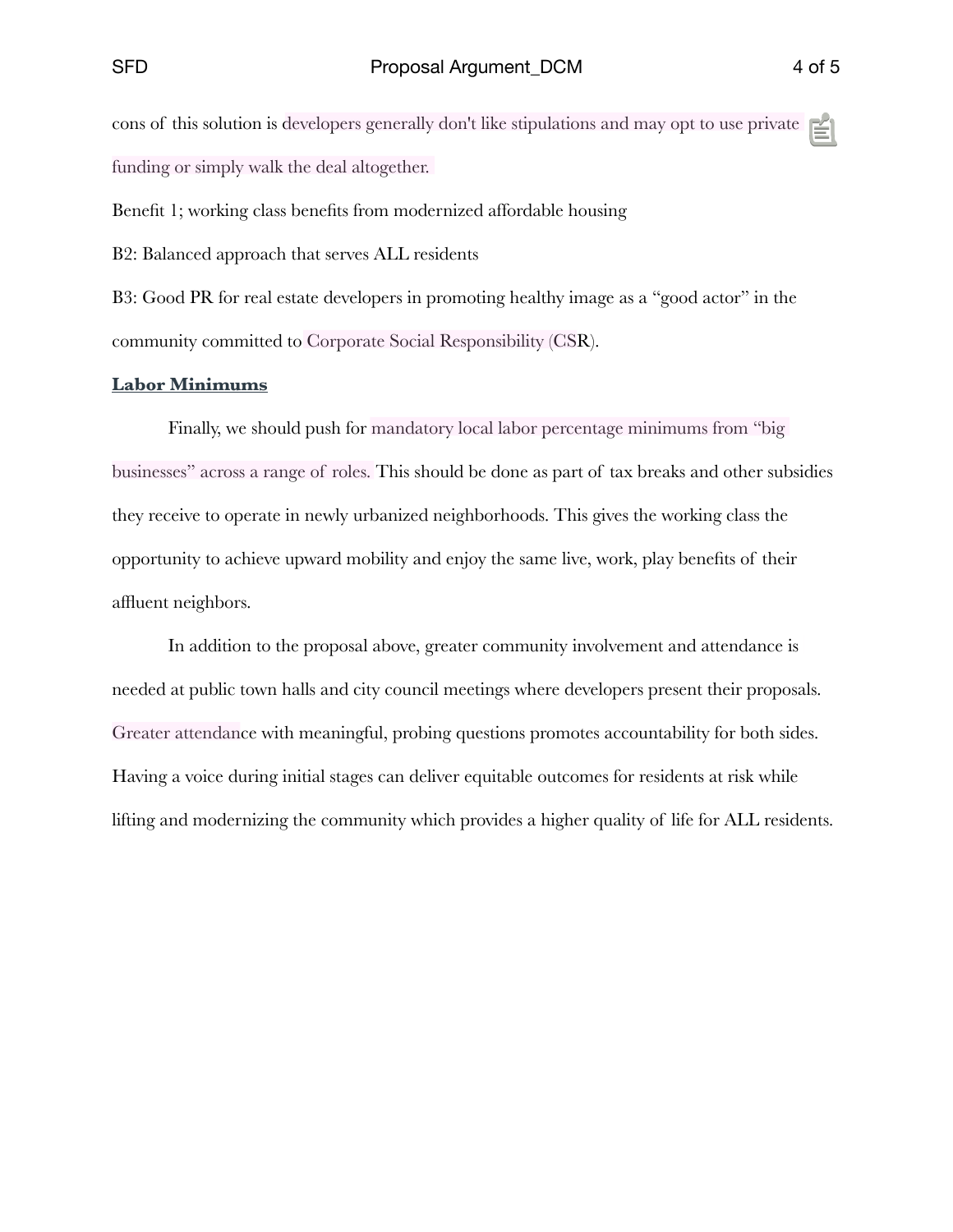cons of this solution is developers generally don't like stipulations and may opt to use private funding or simply walk the deal altogether.

Benefit 1; working class benefits from modernized affordable housing

B2: Balanced approach that serves ALL residents

B3: Good PR for real estate developers in promoting healthy image as a "good actor" in the community committed to Corporate Social Responsibility (CSR).

**Labor Minimums**

Finally, we should push for mandatory local labor percentage minimums from "big businesses" across a range of roles. This should be done as part of tax breaks and other subsidies they receive to operate in newly urbanized neighborhoods. This gives the working class the opportunity to achieve upward mobility and enjoy the same live, work, play benefits of their affluent neighbors.

In addition to the proposal above, greater community involvement and attendance is needed at public town halls and city council meetings where developers present their proposals. Greater attendance with meaningful, probing questions promotes accountability for both sides. Having a voice during initial stages can deliver equitable outcomes for residents at risk while lifting and modernizing the community which provides a higher quality of life for ALL residents.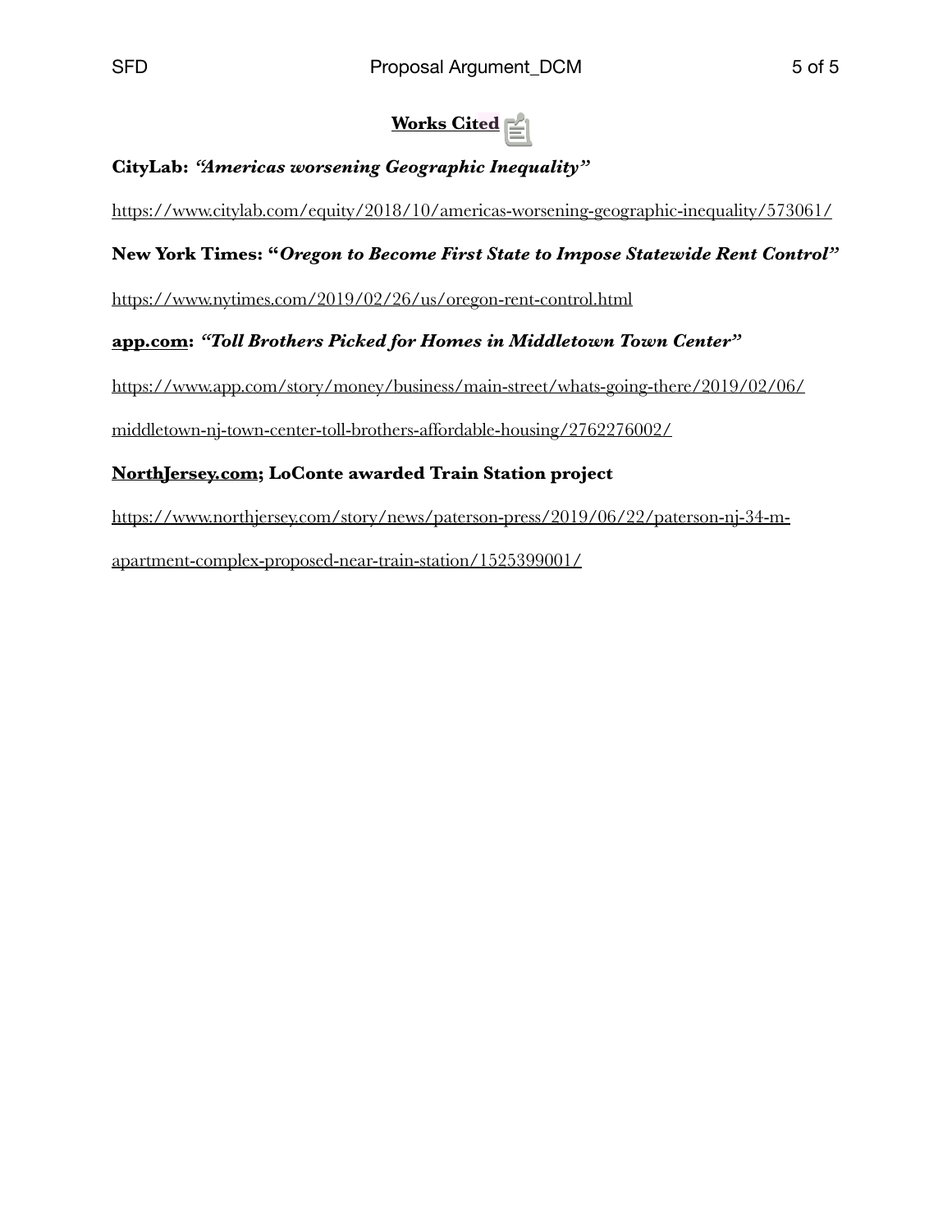## Works Cited

**CityLab:** ***"Americas worsening Geographic Inequality"***

https://www.citylab.com/equity/2018/10/americas-worsening-geographic-inequality/573061/

**New York Times: "*Oregon to Become First State to Impose Statewide Rent Control*"**

https://www.nytimes.com/2019/02/26/us/oregon-rent-control.html

**app.com:** ***"Toll Brothers Picked for Homes in Middletown Town Center"***

https://www.app.com/story/money/business/main-street/whats-going-there/2019/02/06/middletown-nj-town-center-toll-brothers-affordable-housing/2762276002/

**NorthJersey.com; LoConte awarded Train Station project**

https://www.northjersey.com/story/news/paterson-press/2019/06/22/paterson-nj-34-m-apartment-complex-proposed-near-train-station/1525399001/